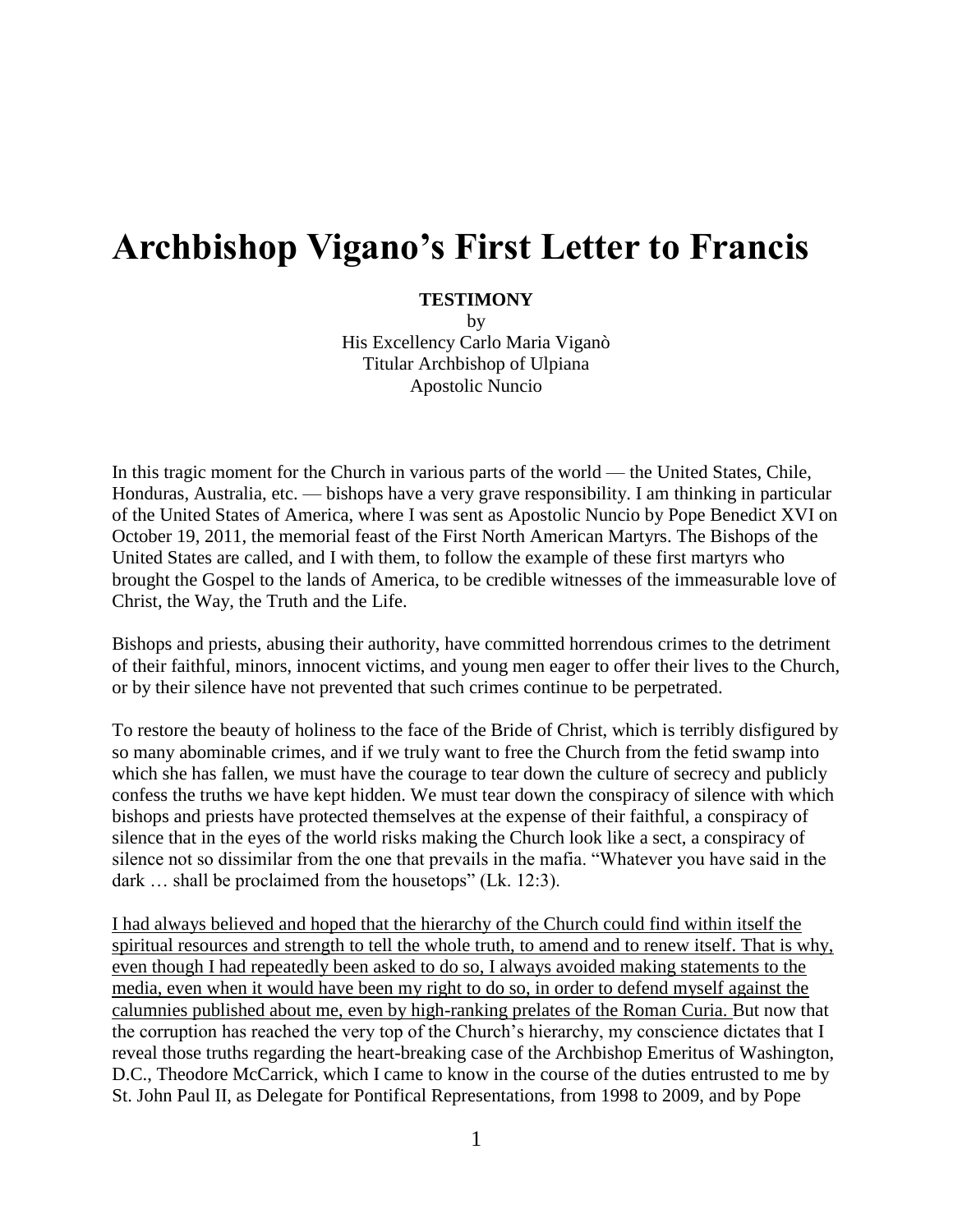# Archbishop Vigano's First Letter to Francis

**TESTIMONY**

by
His Excellency Carlo Maria Viganò
Titular Archbishop of Ulpiana
Apostolic Nuncio

In this tragic moment for the Church in various parts of the world — the United States, Chile, Honduras, Australia, etc. — bishops have a very grave responsibility. I am thinking in particular of the United States of America, where I was sent as Apostolic Nuncio by Pope Benedict XVI on October 19, 2011, the memorial feast of the First North American Martyrs. The Bishops of the United States are called, and I with them, to follow the example of these first martyrs who brought the Gospel to the lands of America, to be credible witnesses of the immeasurable love of Christ, the Way, the Truth and the Life.

Bishops and priests, abusing their authority, have committed horrendous crimes to the detriment of their faithful, minors, innocent victims, and young men eager to offer their lives to the Church, or by their silence have not prevented that such crimes continue to be perpetrated.

To restore the beauty of holiness to the face of the Bride of Christ, which is terribly disfigured by so many abominable crimes, and if we truly want to free the Church from the fetid swamp into which she has fallen, we must have the courage to tear down the culture of secrecy and publicly confess the truths we have kept hidden. We must tear down the conspiracy of silence with which bishops and priests have protected themselves at the expense of their faithful, a conspiracy of silence that in the eyes of the world risks making the Church look like a sect, a conspiracy of silence not so dissimilar from the one that prevails in the mafia. "Whatever you have said in the dark … shall be proclaimed from the housetops" (Lk. 12:3).

<u>I had always believed and hoped that the hierarchy of the Church could find within itself the spiritual resources and strength to tell the whole truth, to amend and to renew itself. That is why, even though I had repeatedly been asked to do so, I always avoided making statements to the media, even when it would have been my right to do so, in order to defend myself against the calumnies published about me, even by high-ranking prelates of the Roman Curia.</u> But now that the corruption has reached the very top of the Church's hierarchy, my conscience dictates that I reveal those truths regarding the heart-breaking case of the Archbishop Emeritus of Washington, D.C., Theodore McCarrick, which I came to know in the course of the duties entrusted to me by St. John Paul II, as Delegate for Pontifical Representations, from 1998 to 2009, and by Pope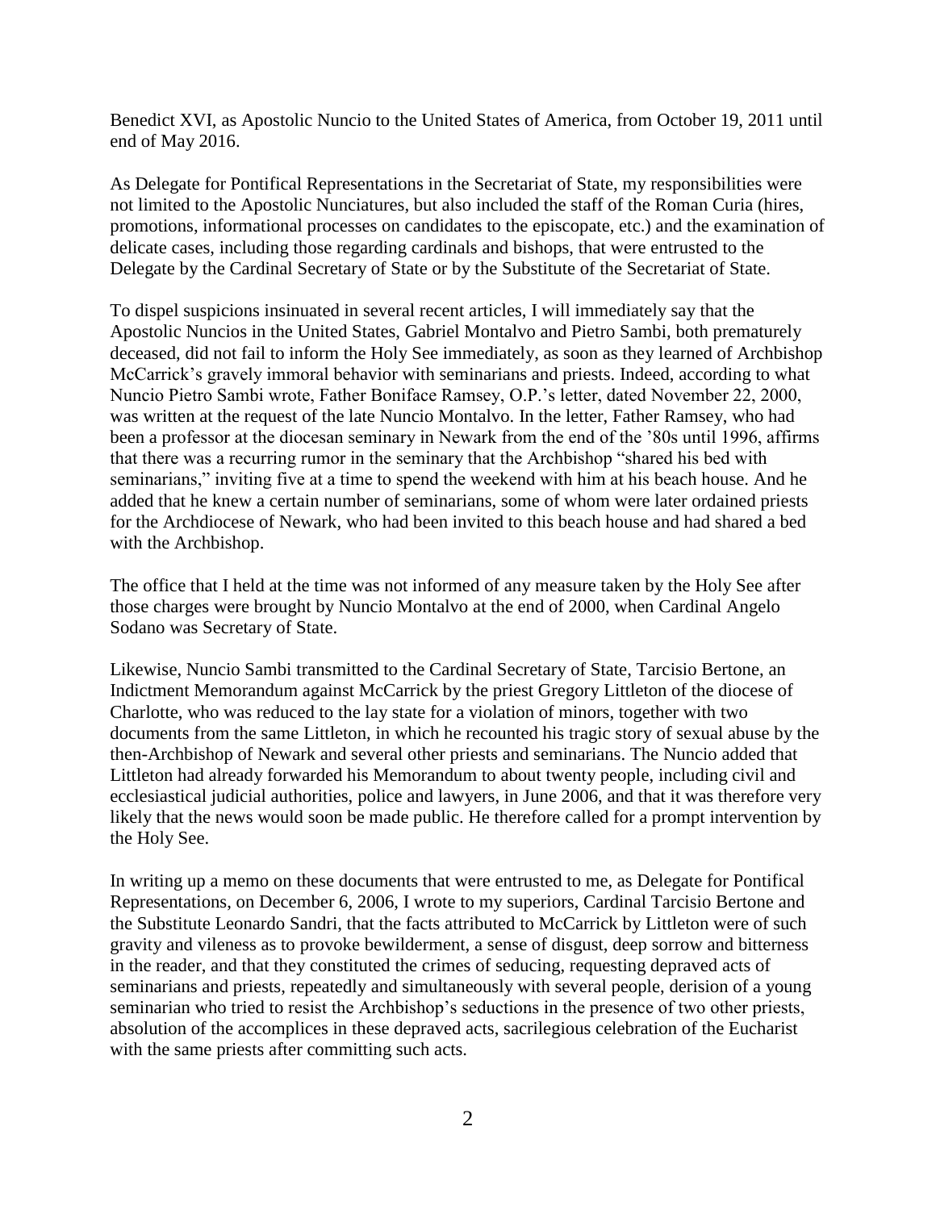Benedict XVI, as Apostolic Nuncio to the United States of America, from October 19, 2011 until end of May 2016.

As Delegate for Pontifical Representations in the Secretariat of State, my responsibilities were not limited to the Apostolic Nunciatures, but also included the staff of the Roman Curia (hires, promotions, informational processes on candidates to the episcopate, etc.) and the examination of delicate cases, including those regarding cardinals and bishops, that were entrusted to the Delegate by the Cardinal Secretary of State or by the Substitute of the Secretariat of State.

To dispel suspicions insinuated in several recent articles, I will immediately say that the Apostolic Nuncios in the United States, Gabriel Montalvo and Pietro Sambi, both prematurely deceased, did not fail to inform the Holy See immediately, as soon as they learned of Archbishop McCarrick's gravely immoral behavior with seminarians and priests. Indeed, according to what Nuncio Pietro Sambi wrote, Father Boniface Ramsey, O.P.'s letter, dated November 22, 2000, was written at the request of the late Nuncio Montalvo. In the letter, Father Ramsey, who had been a professor at the diocesan seminary in Newark from the end of the '80s until 1996, affirms that there was a recurring rumor in the seminary that the Archbishop "shared his bed with seminarians," inviting five at a time to spend the weekend with him at his beach house. And he added that he knew a certain number of seminarians, some of whom were later ordained priests for the Archdiocese of Newark, who had been invited to this beach house and had shared a bed with the Archbishop.

The office that I held at the time was not informed of any measure taken by the Holy See after those charges were brought by Nuncio Montalvo at the end of 2000, when Cardinal Angelo Sodano was Secretary of State.

Likewise, Nuncio Sambi transmitted to the Cardinal Secretary of State, Tarcisio Bertone, an Indictment Memorandum against McCarrick by the priest Gregory Littleton of the diocese of Charlotte, who was reduced to the lay state for a violation of minors, together with two documents from the same Littleton, in which he recounted his tragic story of sexual abuse by the then-Archbishop of Newark and several other priests and seminarians. The Nuncio added that Littleton had already forwarded his Memorandum to about twenty people, including civil and ecclesiastical judicial authorities, police and lawyers, in June 2006, and that it was therefore very likely that the news would soon be made public. He therefore called for a prompt intervention by the Holy See.

In writing up a memo on these documents that were entrusted to me, as Delegate for Pontifical Representations, on December 6, 2006, I wrote to my superiors, Cardinal Tarcisio Bertone and the Substitute Leonardo Sandri, that the facts attributed to McCarrick by Littleton were of such gravity and vileness as to provoke bewilderment, a sense of disgust, deep sorrow and bitterness in the reader, and that they constituted the crimes of seducing, requesting depraved acts of seminarians and priests, repeatedly and simultaneously with several people, derision of a young seminarian who tried to resist the Archbishop's seductions in the presence of two other priests, absolution of the accomplices in these depraved acts, sacrilegious celebration of the Eucharist with the same priests after committing such acts.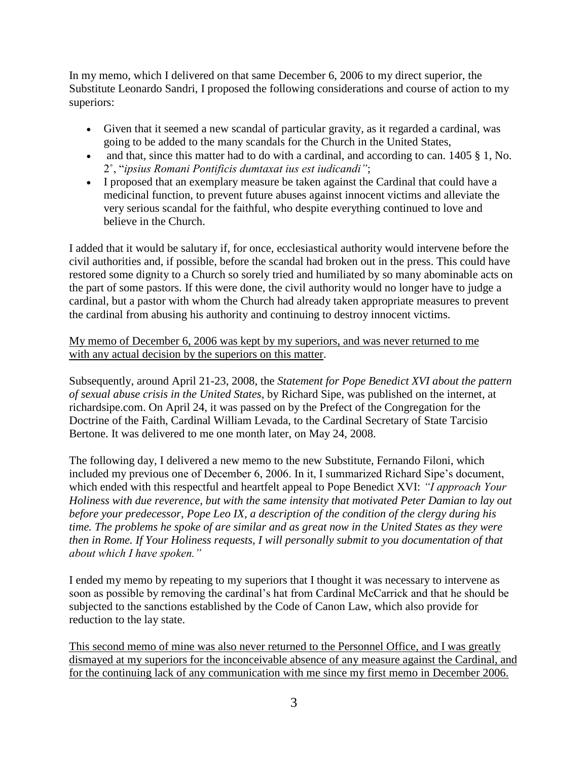In my memo, which I delivered on that same December 6, 2006 to my direct superior, the Substitute Leonardo Sandri, I proposed the following considerations and course of action to my superiors:

- Given that it seemed a new scandal of particular gravity, as it regarded a cardinal, was going to be added to the many scandals for the Church in the United States,
- and that, since this matter had to do with a cardinal, and according to can. 1405 § 1, No. 2°, "*ipsius Romani Pontificis dumtaxat ius est iudicandi*";
- I proposed that an exemplary measure be taken against the Cardinal that could have a medicinal function, to prevent future abuses against innocent victims and alleviate the very serious scandal for the faithful, who despite everything continued to love and believe in the Church.

I added that it would be salutary if, for once, ecclesiastical authority would intervene before the civil authorities and, if possible, before the scandal had broken out in the press. This could have restored some dignity to a Church so sorely tried and humiliated by so many abominable acts on the part of some pastors. If this were done, the civil authority would no longer have to judge a cardinal, but a pastor with whom the Church had already taken appropriate measures to prevent the cardinal from abusing his authority and continuing to destroy innocent victims.

<u>My memo of December 6, 2006 was kept by my superiors, and was never returned to me with any actual decision by the superiors on this matter</u>.

Subsequently, around April 21-23, 2008, the *Statement for Pope Benedict XVI about the pattern of sexual abuse crisis in the United States*, by Richard Sipe, was published on the internet, at richardsipe.com. On April 24, it was passed on by the Prefect of the Congregation for the Doctrine of the Faith, Cardinal William Levada, to the Cardinal Secretary of State Tarcisio Bertone. It was delivered to me one month later, on May 24, 2008.

The following day, I delivered a new memo to the new Substitute, Fernando Filoni, which included my previous one of December 6, 2006. In it, I summarized Richard Sipe's document, which ended with this respectful and heartfelt appeal to Pope Benedict XVI: *"I approach Your Holiness with due reverence, but with the same intensity that motivated Peter Damian to lay out before your predecessor, Pope Leo IX, a description of the condition of the clergy during his time. The problems he spoke of are similar and as great now in the United States as they were then in Rome. If Your Holiness requests, I will personally submit to you documentation of that about which I have spoken."*

I ended my memo by repeating to my superiors that I thought it was necessary to intervene as soon as possible by removing the cardinal's hat from Cardinal McCarrick and that he should be subjected to the sanctions established by the Code of Canon Law, which also provide for reduction to the lay state.

<u>This second memo of mine was also never returned to the Personnel Office, and I was greatly dismayed at my superiors for the inconceivable absence of any measure against the Cardinal, and for the continuing lack of any communication with me since my first memo in December 2006.</u>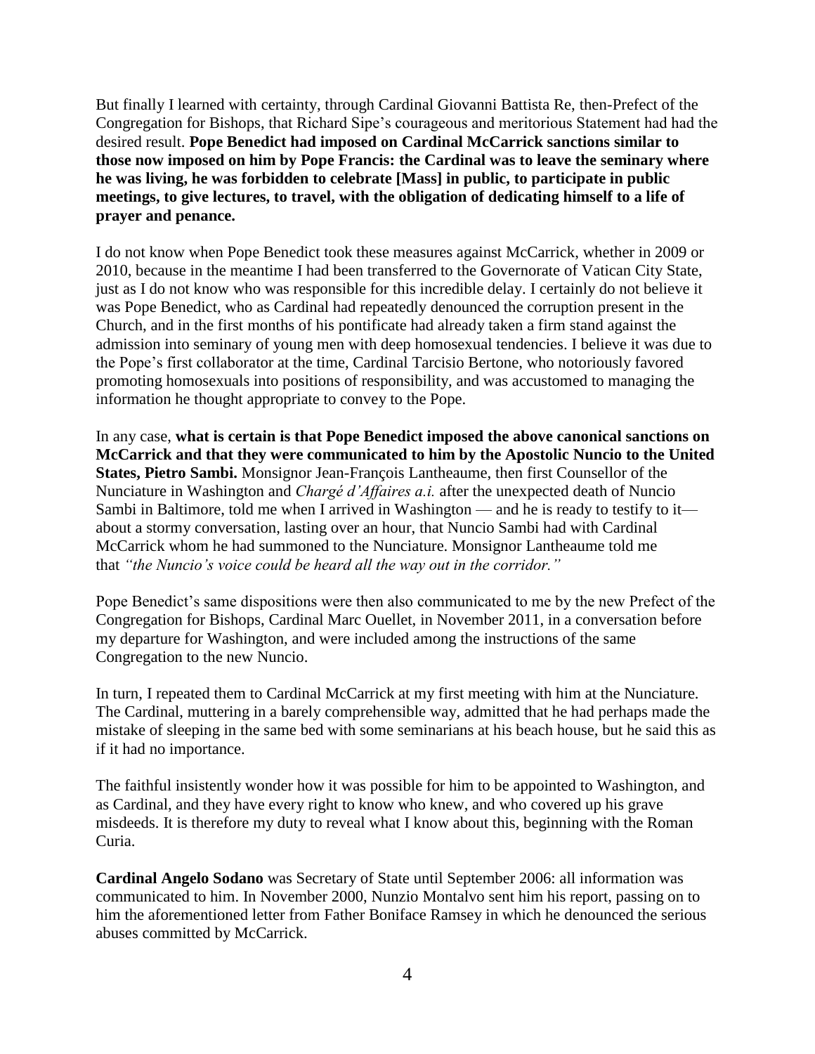But finally I learned with certainty, through Cardinal Giovanni Battista Re, then-Prefect of the Congregation for Bishops, that Richard Sipe's courageous and meritorious Statement had had the desired result. **Pope Benedict had imposed on Cardinal McCarrick sanctions similar to those now imposed on him by Pope Francis: the Cardinal was to leave the seminary where he was living, he was forbidden to celebrate [Mass] in public, to participate in public meetings, to give lectures, to travel, with the obligation of dedicating himself to a life of prayer and penance.**

I do not know when Pope Benedict took these measures against McCarrick, whether in 2009 or 2010, because in the meantime I had been transferred to the Governorate of Vatican City State, just as I do not know who was responsible for this incredible delay. I certainly do not believe it was Pope Benedict, who as Cardinal had repeatedly denounced the corruption present in the Church, and in the first months of his pontificate had already taken a firm stand against the admission into seminary of young men with deep homosexual tendencies. I believe it was due to the Pope's first collaborator at the time, Cardinal Tarcisio Bertone, who notoriously favored promoting homosexuals into positions of responsibility, and was accustomed to managing the information he thought appropriate to convey to the Pope.

In any case, **what is certain is that Pope Benedict imposed the above canonical sanctions on McCarrick and that they were communicated to him by the Apostolic Nuncio to the United States, Pietro Sambi.** Monsignor Jean-François Lantheaume, then first Counsellor of the Nunciature in Washington and *Chargé d'Affaires a.i.* after the unexpected death of Nuncio Sambi in Baltimore, told me when I arrived in Washington — and he is ready to testify to it— about a stormy conversation, lasting over an hour, that Nuncio Sambi had with Cardinal McCarrick whom he had summoned to the Nunciature. Monsignor Lantheaume told me that *"the Nuncio's voice could be heard all the way out in the corridor."*

Pope Benedict's same dispositions were then also communicated to me by the new Prefect of the Congregation for Bishops, Cardinal Marc Ouellet, in November 2011, in a conversation before my departure for Washington, and were included among the instructions of the same Congregation to the new Nuncio.

In turn, I repeated them to Cardinal McCarrick at my first meeting with him at the Nunciature. The Cardinal, muttering in a barely comprehensible way, admitted that he had perhaps made the mistake of sleeping in the same bed with some seminarians at his beach house, but he said this as if it had no importance.

The faithful insistently wonder how it was possible for him to be appointed to Washington, and as Cardinal, and they have every right to know who knew, and who covered up his grave misdeeds. It is therefore my duty to reveal what I know about this, beginning with the Roman Curia.

**Cardinal Angelo Sodano** was Secretary of State until September 2006: all information was communicated to him. In November 2000, Nunzio Montalvo sent him his report, passing on to him the aforementioned letter from Father Boniface Ramsey in which he denounced the serious abuses committed by McCarrick.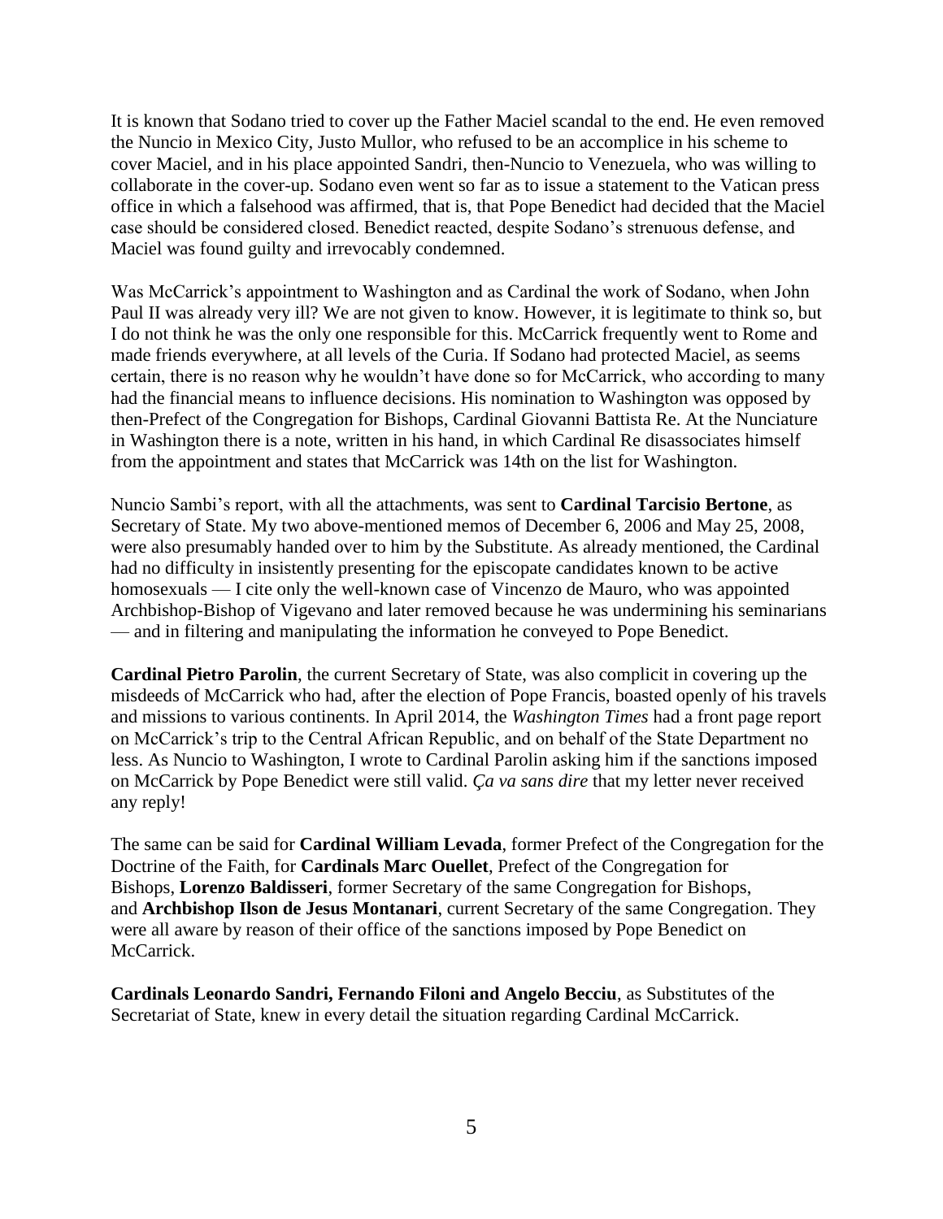It is known that Sodano tried to cover up the Father Maciel scandal to the end. He even removed the Nuncio in Mexico City, Justo Mullor, who refused to be an accomplice in his scheme to cover Maciel, and in his place appointed Sandri, then-Nuncio to Venezuela, who was willing to collaborate in the cover-up. Sodano even went so far as to issue a statement to the Vatican press office in which a falsehood was affirmed, that is, that Pope Benedict had decided that the Maciel case should be considered closed. Benedict reacted, despite Sodano's strenuous defense, and Maciel was found guilty and irrevocably condemned.

Was McCarrick's appointment to Washington and as Cardinal the work of Sodano, when John Paul II was already very ill? We are not given to know. However, it is legitimate to think so, but I do not think he was the only one responsible for this. McCarrick frequently went to Rome and made friends everywhere, at all levels of the Curia. If Sodano had protected Maciel, as seems certain, there is no reason why he wouldn't have done so for McCarrick, who according to many had the financial means to influence decisions. His nomination to Washington was opposed by then-Prefect of the Congregation for Bishops, Cardinal Giovanni Battista Re. At the Nunciature in Washington there is a note, written in his hand, in which Cardinal Re disassociates himself from the appointment and states that McCarrick was 14th on the list for Washington.

Nuncio Sambi's report, with all the attachments, was sent to **Cardinal Tarcisio Bertone**, as Secretary of State. My two above-mentioned memos of December 6, 2006 and May 25, 2008, were also presumably handed over to him by the Substitute. As already mentioned, the Cardinal had no difficulty in insistently presenting for the episcopate candidates known to be active homosexuals — I cite only the well-known case of Vincenzo de Mauro, who was appointed Archbishop-Bishop of Vigevano and later removed because he was undermining his seminarians — and in filtering and manipulating the information he conveyed to Pope Benedict.

**Cardinal Pietro Parolin**, the current Secretary of State, was also complicit in covering up the misdeeds of McCarrick who had, after the election of Pope Francis, boasted openly of his travels and missions to various continents. In April 2014, the *Washington Times* had a front page report on McCarrick's trip to the Central African Republic, and on behalf of the State Department no less. As Nuncio to Washington, I wrote to Cardinal Parolin asking him if the sanctions imposed on McCarrick by Pope Benedict were still valid. *Ça va sans dire* that my letter never received any reply!

The same can be said for **Cardinal William Levada**, former Prefect of the Congregation for the Doctrine of the Faith, for **Cardinals Marc Ouellet**, Prefect of the Congregation for Bishops, **Lorenzo Baldisseri**, former Secretary of the same Congregation for Bishops, and **Archbishop Ilson de Jesus Montanari**, current Secretary of the same Congregation. They were all aware by reason of their office of the sanctions imposed by Pope Benedict on McCarrick.

**Cardinals Leonardo Sandri, Fernando Filoni and Angelo Becciu**, as Substitutes of the Secretariat of State, knew in every detail the situation regarding Cardinal McCarrick.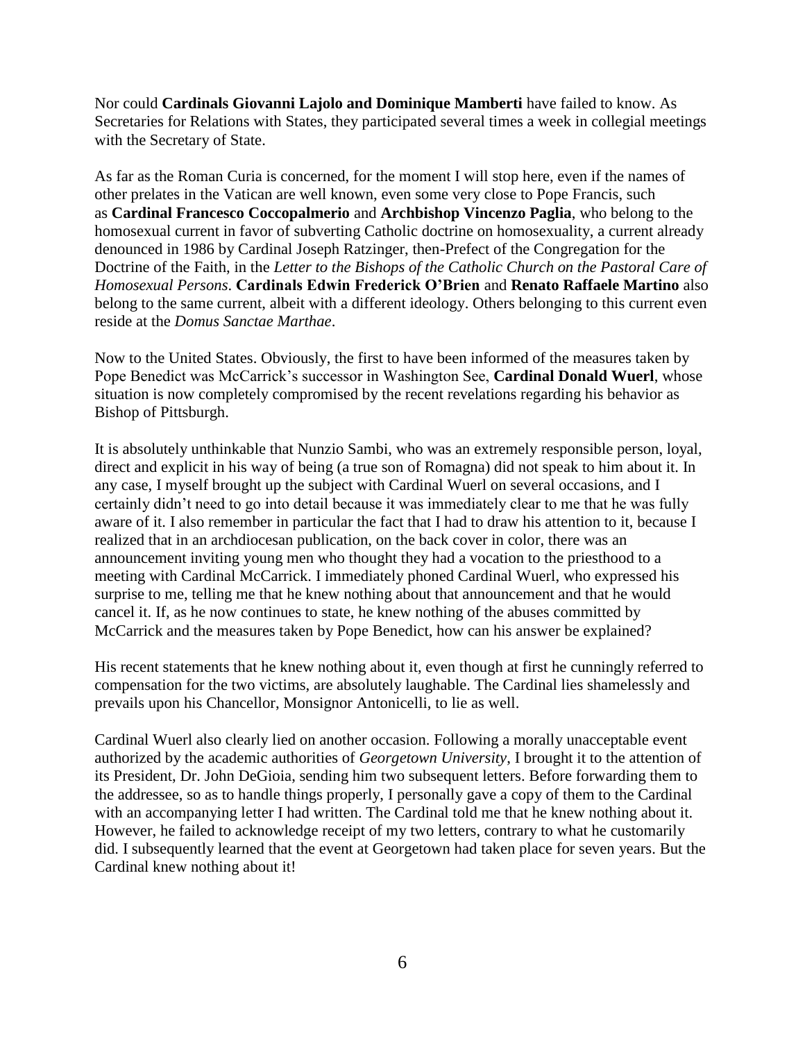Nor could **Cardinals Giovanni Lajolo and Dominique Mamberti** have failed to know. As Secretaries for Relations with States, they participated several times a week in collegial meetings with the Secretary of State.

As far as the Roman Curia is concerned, for the moment I will stop here, even if the names of other prelates in the Vatican are well known, even some very close to Pope Francis, such as **Cardinal Francesco Coccopalmerio** and **Archbishop Vincenzo Paglia**, who belong to the homosexual current in favor of subverting Catholic doctrine on homosexuality, a current already denounced in 1986 by Cardinal Joseph Ratzinger, then-Prefect of the Congregation for the Doctrine of the Faith, in the *Letter to the Bishops of the Catholic Church on the Pastoral Care of Homosexual Persons*. **Cardinals Edwin Frederick O'Brien** and **Renato Raffaele Martino** also belong to the same current, albeit with a different ideology. Others belonging to this current even reside at the *Domus Sanctae Marthae*.

Now to the United States. Obviously, the first to have been informed of the measures taken by Pope Benedict was McCarrick's successor in Washington See, **Cardinal Donald Wuerl**, whose situation is now completely compromised by the recent revelations regarding his behavior as Bishop of Pittsburgh.

It is absolutely unthinkable that Nunzio Sambi, who was an extremely responsible person, loyal, direct and explicit in his way of being (a true son of Romagna) did not speak to him about it. In any case, I myself brought up the subject with Cardinal Wuerl on several occasions, and I certainly didn't need to go into detail because it was immediately clear to me that he was fully aware of it. I also remember in particular the fact that I had to draw his attention to it, because I realized that in an archdiocesan publication, on the back cover in color, there was an announcement inviting young men who thought they had a vocation to the priesthood to a meeting with Cardinal McCarrick. I immediately phoned Cardinal Wuerl, who expressed his surprise to me, telling me that he knew nothing about that announcement and that he would cancel it. If, as he now continues to state, he knew nothing of the abuses committed by McCarrick and the measures taken by Pope Benedict, how can his answer be explained?

His recent statements that he knew nothing about it, even though at first he cunningly referred to compensation for the two victims, are absolutely laughable. The Cardinal lies shamelessly and prevails upon his Chancellor, Monsignor Antonicelli, to lie as well.

Cardinal Wuerl also clearly lied on another occasion. Following a morally unacceptable event authorized by the academic authorities of *Georgetown University*, I brought it to the attention of its President, Dr. John DeGioia, sending him two subsequent letters. Before forwarding them to the addressee, so as to handle things properly, I personally gave a copy of them to the Cardinal with an accompanying letter I had written. The Cardinal told me that he knew nothing about it. However, he failed to acknowledge receipt of my two letters, contrary to what he customarily did. I subsequently learned that the event at Georgetown had taken place for seven years. But the Cardinal knew nothing about it!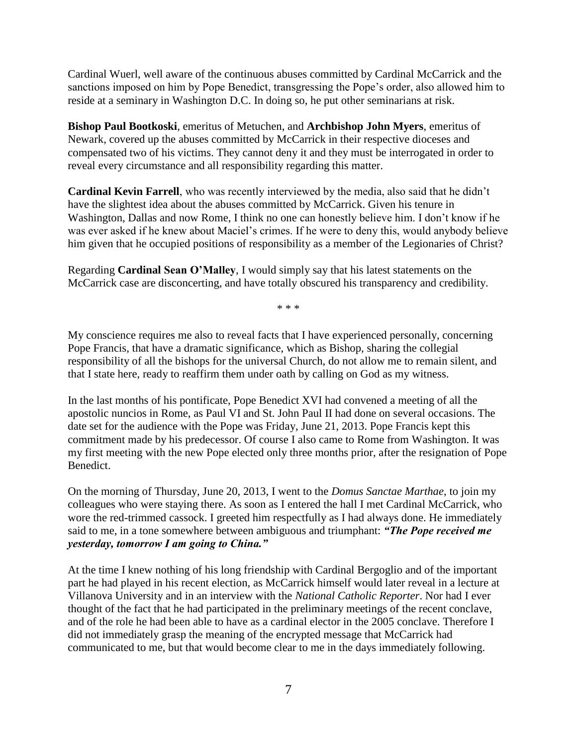Cardinal Wuerl, well aware of the continuous abuses committed by Cardinal McCarrick and the sanctions imposed on him by Pope Benedict, transgressing the Pope's order, also allowed him to reside at a seminary in Washington D.C. In doing so, he put other seminarians at risk.

**Bishop Paul Bootkoski**, emeritus of Metuchen, and **Archbishop John Myers**, emeritus of Newark, covered up the abuses committed by McCarrick in their respective dioceses and compensated two of his victims. They cannot deny it and they must be interrogated in order to reveal every circumstance and all responsibility regarding this matter.

**Cardinal Kevin Farrell**, who was recently interviewed by the media, also said that he didn't have the slightest idea about the abuses committed by McCarrick. Given his tenure in Washington, Dallas and now Rome, I think no one can honestly believe him. I don't know if he was ever asked if he knew about Maciel's crimes. If he were to deny this, would anybody believe him given that he occupied positions of responsibility as a member of the Legionaries of Christ?

Regarding **Cardinal Sean O'Malley**, I would simply say that his latest statements on the McCarrick case are disconcerting, and have totally obscured his transparency and credibility.

\* \* \*

My conscience requires me also to reveal facts that I have experienced personally, concerning Pope Francis, that have a dramatic significance, which as Bishop, sharing the collegial responsibility of all the bishops for the universal Church, do not allow me to remain silent, and that I state here, ready to reaffirm them under oath by calling on God as my witness.

In the last months of his pontificate, Pope Benedict XVI had convened a meeting of all the apostolic nuncios in Rome, as Paul VI and St. John Paul II had done on several occasions. The date set for the audience with the Pope was Friday, June 21, 2013. Pope Francis kept this commitment made by his predecessor. Of course I also came to Rome from Washington. It was my first meeting with the new Pope elected only three months prior, after the resignation of Pope Benedict.

On the morning of Thursday, June 20, 2013, I went to the *Domus Sanctae Marthae*, to join my colleagues who were staying there. As soon as I entered the hall I met Cardinal McCarrick, who wore the red-trimmed cassock. I greeted him respectfully as I had always done. He immediately said to me, in a tone somewhere between ambiguous and triumphant: ***"The Pope received me yesterday, tomorrow I am going to China."***

At the time I knew nothing of his long friendship with Cardinal Bergoglio and of the important part he had played in his recent election, as McCarrick himself would later reveal in a lecture at Villanova University and in an interview with the *National Catholic Reporter*. Nor had I ever thought of the fact that he had participated in the preliminary meetings of the recent conclave, and of the role he had been able to have as a cardinal elector in the 2005 conclave. Therefore I did not immediately grasp the meaning of the encrypted message that McCarrick had communicated to me, but that would become clear to me in the days immediately following.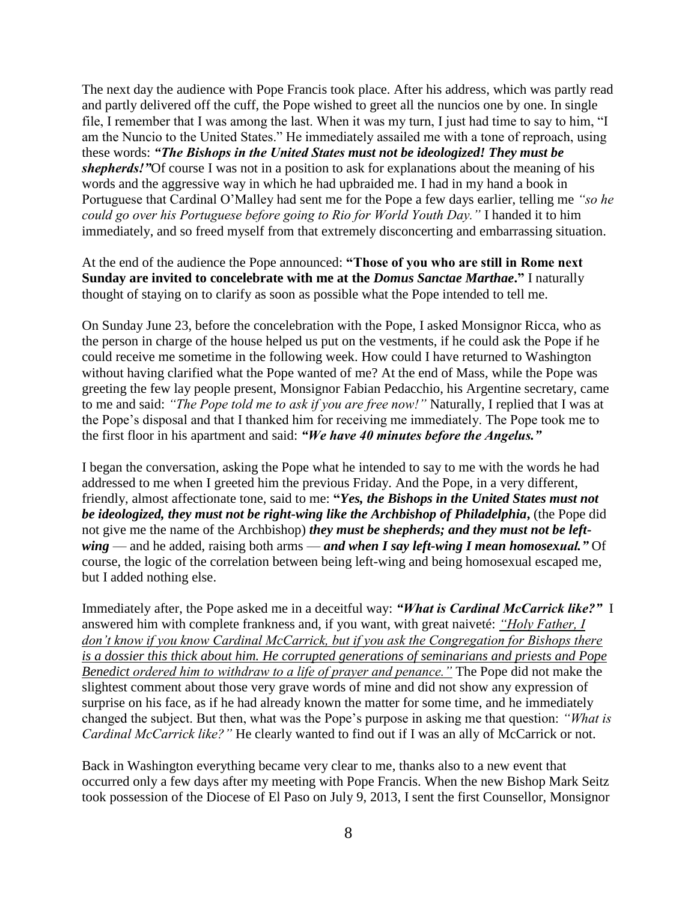The next day the audience with Pope Francis took place. After his address, which was partly read and partly delivered off the cuff, the Pope wished to greet all the nuncios one by one. In single file, I remember that I was among the last. When it was my turn, I just had time to say to him, "I am the Nuncio to the United States." He immediately assailed me with a tone of reproach, using these words: ***"The Bishops in the United States must not be ideologized! They must be shepherds!"*** Of course I was not in a position to ask for explanations about the meaning of his words and the aggressive way in which he had upbraided me. I had in my hand a book in Portuguese that Cardinal O'Malley had sent me for the Pope a few days earlier, telling me *"so he could go over his Portuguese before going to Rio for World Youth Day."* I handed it to him immediately, and so freed myself from that extremely disconcerting and embarrassing situation.

At the end of the audience the Pope announced: **"Those of you who are still in Rome next Sunday are invited to concelebrate with me at the *Domus Sanctae Marthae*."** I naturally thought of staying on to clarify as soon as possible what the Pope intended to tell me.

On Sunday June 23, before the concelebration with the Pope, I asked Monsignor Ricca, who as the person in charge of the house helped us put on the vestments, if he could ask the Pope if he could receive me sometime in the following week. How could I have returned to Washington without having clarified what the Pope wanted of me? At the end of Mass, while the Pope was greeting the few lay people present, Monsignor Fabian Pedacchio, his Argentine secretary, came to me and said: *"The Pope told me to ask if you are free now!"* Naturally, I replied that I was at the Pope's disposal and that I thanked him for receiving me immediately. The Pope took me to the first floor in his apartment and said: ***"We have 40 minutes before the Angelus."***

I began the conversation, asking the Pope what he intended to say to me with the words he had addressed to me when I greeted him the previous Friday. And the Pope, in a very different, friendly, almost affectionate tone, said to me: **"*Yes, the Bishops in the United States must not be ideologized, they must not be right-wing like the Archbishop of Philadelphia*,** (the Pope did not give me the name of the Archbishop) ***they must be shepherds; and they must not be left-wing*** — and he added, raising both arms — ***and when I say left-wing I mean homosexual."*** Of course, the logic of the correlation between being left-wing and being homosexual escaped me, but I added nothing else.

Immediately after, the Pope asked me in a deceitful way: ***"What is Cardinal McCarrick like?"*** I answered him with complete frankness and, if you want, with great naiveté: <u>*"Holy Father, I don't know if you know Cardinal McCarrick, but if you ask the Congregation for Bishops there is a dossier this thick about him. He corrupted generations of seminarians and priests and Pope Benedict ordered him to withdraw to a life of prayer and penance."*</u> The Pope did not make the slightest comment about those very grave words of mine and did not show any expression of surprise on his face, as if he had already known the matter for some time, and he immediately changed the subject. But then, what was the Pope's purpose in asking me that question: *"What is Cardinal McCarrick like?"* He clearly wanted to find out if I was an ally of McCarrick or not.

Back in Washington everything became very clear to me, thanks also to a new event that occurred only a few days after my meeting with Pope Francis. When the new Bishop Mark Seitz took possession of the Diocese of El Paso on July 9, 2013, I sent the first Counsellor, Monsignor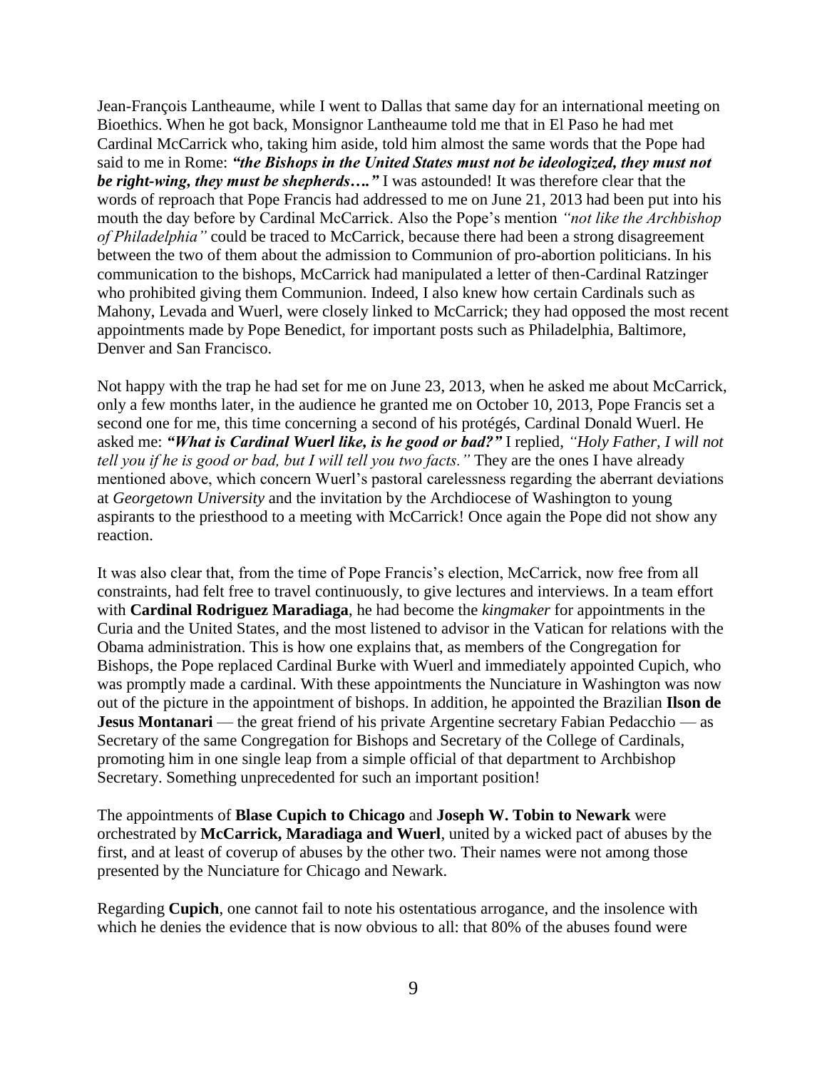Jean-François Lantheaume, while I went to Dallas that same day for an international meeting on Bioethics. When he got back, Monsignor Lantheaume told me that in El Paso he had met Cardinal McCarrick who, taking him aside, told him almost the same words that the Pope had said to me in Rome: ***"the Bishops in the United States must not be ideologized, they must not be right-wing, they must be shepherds…."*** I was astounded! It was therefore clear that the words of reproach that Pope Francis had addressed to me on June 21, 2013 had been put into his mouth the day before by Cardinal McCarrick. Also the Pope's mention *"not like the Archbishop of Philadelphia"* could be traced to McCarrick, because there had been a strong disagreement between the two of them about the admission to Communion of pro-abortion politicians. In his communication to the bishops, McCarrick had manipulated a letter of then-Cardinal Ratzinger who prohibited giving them Communion. Indeed, I also knew how certain Cardinals such as Mahony, Levada and Wuerl, were closely linked to McCarrick; they had opposed the most recent appointments made by Pope Benedict, for important posts such as Philadelphia, Baltimore, Denver and San Francisco.

Not happy with the trap he had set for me on June 23, 2013, when he asked me about McCarrick, only a few months later, in the audience he granted me on October 10, 2013, Pope Francis set a second one for me, this time concerning a second of his protégés, Cardinal Donald Wuerl. He asked me: ***"What is Cardinal Wuerl like, is he good or bad?"*** I replied, *"Holy Father, I will not tell you if he is good or bad, but I will tell you two facts."* They are the ones I have already mentioned above, which concern Wuerl's pastoral carelessness regarding the aberrant deviations at *Georgetown University* and the invitation by the Archdiocese of Washington to young aspirants to the priesthood to a meeting with McCarrick! Once again the Pope did not show any reaction.

It was also clear that, from the time of Pope Francis's election, McCarrick, now free from all constraints, had felt free to travel continuously, to give lectures and interviews. In a team effort with **Cardinal Rodriguez Maradiaga**, he had become the *kingmaker* for appointments in the Curia and the United States, and the most listened to advisor in the Vatican for relations with the Obama administration. This is how one explains that, as members of the Congregation for Bishops, the Pope replaced Cardinal Burke with Wuerl and immediately appointed Cupich, who was promptly made a cardinal. With these appointments the Nunciature in Washington was now out of the picture in the appointment of bishops. In addition, he appointed the Brazilian **Ilson de Jesus Montanari** — the great friend of his private Argentine secretary Fabian Pedacchio — as Secretary of the same Congregation for Bishops and Secretary of the College of Cardinals, promoting him in one single leap from a simple official of that department to Archbishop Secretary. Something unprecedented for such an important position!

The appointments of **Blase Cupich to Chicago** and **Joseph W. Tobin to Newark** were orchestrated by **McCarrick, Maradiaga and Wuerl**, united by a wicked pact of abuses by the first, and at least of coverup of abuses by the other two. Their names were not among those presented by the Nunciature for Chicago and Newark.

Regarding **Cupich**, one cannot fail to note his ostentatious arrogance, and the insolence with which he denies the evidence that is now obvious to all: that 80% of the abuses found were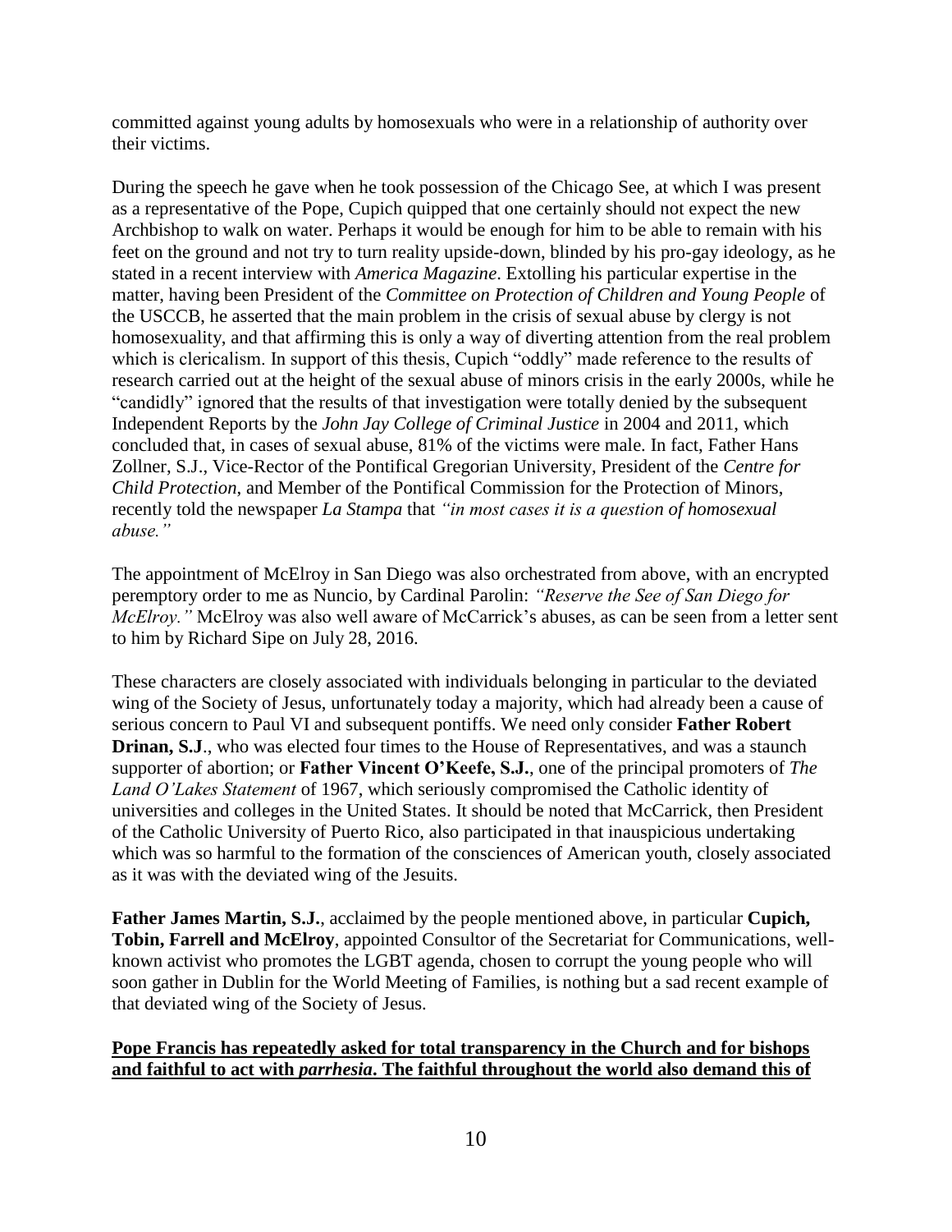committed against young adults by homosexuals who were in a relationship of authority over their victims.

During the speech he gave when he took possession of the Chicago See, at which I was present as a representative of the Pope, Cupich quipped that one certainly should not expect the new Archbishop to walk on water. Perhaps it would be enough for him to be able to remain with his feet on the ground and not try to turn reality upside-down, blinded by his pro-gay ideology, as he stated in a recent interview with *America Magazine*. Extolling his particular expertise in the matter, having been President of the *Committee on Protection of Children and Young People* of the USCCB, he asserted that the main problem in the crisis of sexual abuse by clergy is not homosexuality, and that affirming this is only a way of diverting attention from the real problem which is clericalism. In support of this thesis, Cupich "oddly" made reference to the results of research carried out at the height of the sexual abuse of minors crisis in the early 2000s, while he "candidly" ignored that the results of that investigation were totally denied by the subsequent Independent Reports by the *John Jay College of Criminal Justice* in 2004 and 2011, which concluded that, in cases of sexual abuse, 81% of the victims were male. In fact, Father Hans Zollner, S.J., Vice-Rector of the Pontifical Gregorian University, President of the *Centre for Child Protection*, and Member of the Pontifical Commission for the Protection of Minors, recently told the newspaper *La Stampa* that *"in most cases it is a question of homosexual abuse."*

The appointment of McElroy in San Diego was also orchestrated from above, with an encrypted peremptory order to me as Nuncio, by Cardinal Parolin: *"Reserve the See of San Diego for McElroy."* McElroy was also well aware of McCarrick's abuses, as can be seen from a letter sent to him by Richard Sipe on July 28, 2016.

These characters are closely associated with individuals belonging in particular to the deviated wing of the Society of Jesus, unfortunately today a majority, which had already been a cause of serious concern to Paul VI and subsequent pontiffs. We need only consider **Father Robert Drinan, S.J**., who was elected four times to the House of Representatives, and was a staunch supporter of abortion; or **Father Vincent O'Keefe, S.J.**, one of the principal promoters of *The Land O'Lakes Statement* of 1967, which seriously compromised the Catholic identity of universities and colleges in the United States. It should be noted that McCarrick, then President of the Catholic University of Puerto Rico, also participated in that inauspicious undertaking which was so harmful to the formation of the consciences of American youth, closely associated as it was with the deviated wing of the Jesuits.

**Father James Martin, S.J.**, acclaimed by the people mentioned above, in particular **Cupich, Tobin, Farrell and McElroy**, appointed Consultor of the Secretariat for Communications, well-known activist who promotes the LGBT agenda, chosen to corrupt the young people who will soon gather in Dublin for the World Meeting of Families, is nothing but a sad recent example of that deviated wing of the Society of Jesus.

**<u>Pope Francis has repeatedly asked for total transparency in the Church and for bishops and faithful to act with *parrhesia*. The faithful throughout the world also demand this of</u>**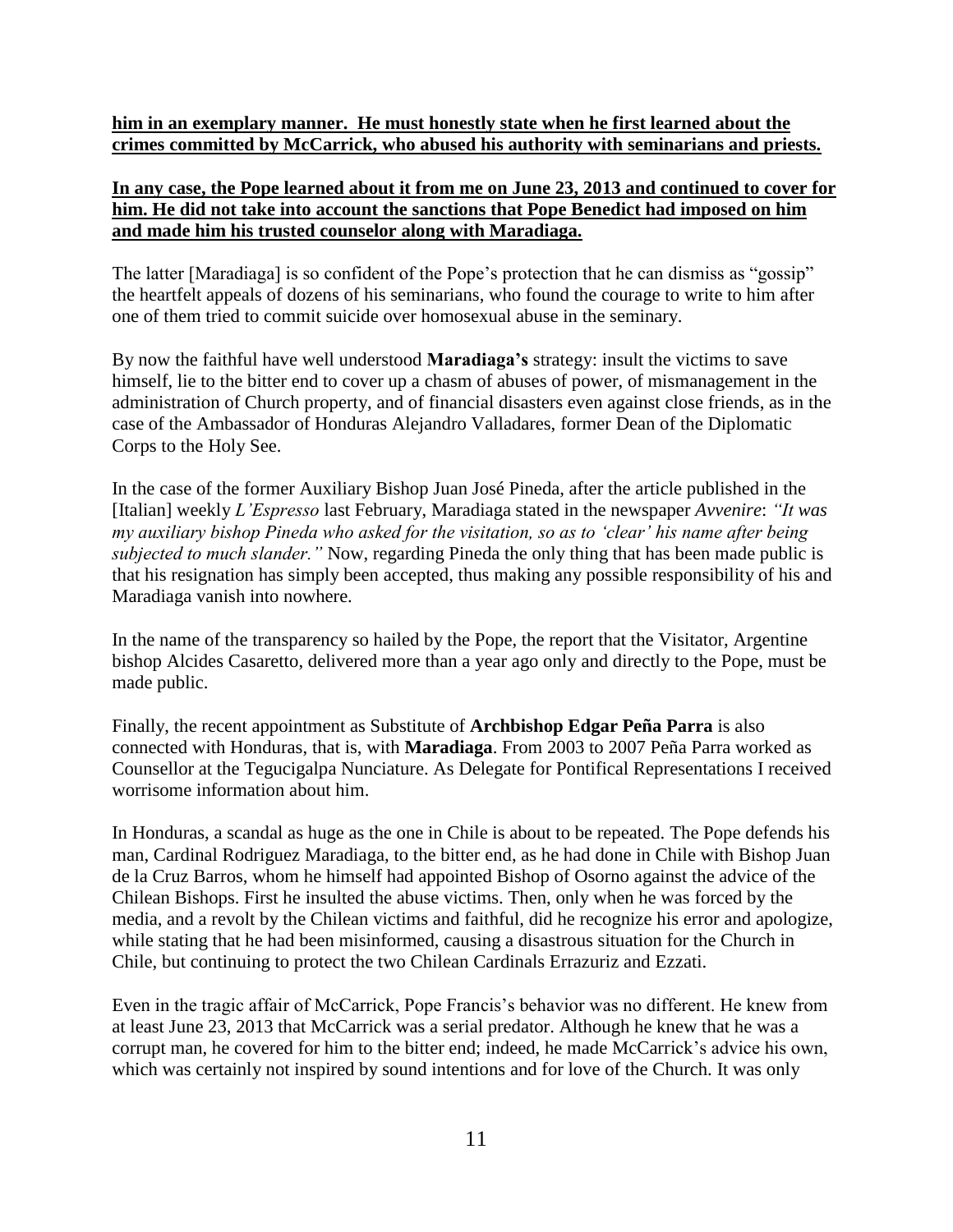**<u>him in an exemplary manner. He must honestly state when he first learned about the crimes committed by McCarrick, who abused his authority with seminarians and priests.</u>**

**<u>In any case, the Pope learned about it from me on June 23, 2013 and continued to cover for him. He did not take into account the sanctions that Pope Benedict had imposed on him and made him his trusted counselor along with Maradiaga.</u>**

The latter [Maradiaga] is so confident of the Pope's protection that he can dismiss as "gossip" the heartfelt appeals of dozens of his seminarians, who found the courage to write to him after one of them tried to commit suicide over homosexual abuse in the seminary.

By now the faithful have well understood **Maradiaga's** strategy: insult the victims to save himself, lie to the bitter end to cover up a chasm of abuses of power, of mismanagement in the administration of Church property, and of financial disasters even against close friends, as in the case of the Ambassador of Honduras Alejandro Valladares, former Dean of the Diplomatic Corps to the Holy See.

In the case of the former Auxiliary Bishop Juan José Pineda, after the article published in the [Italian] weekly *L'Espresso* last February, Maradiaga stated in the newspaper *Avvenire*: *"It was my auxiliary bishop Pineda who asked for the visitation, so as to 'clear' his name after being subjected to much slander."* Now, regarding Pineda the only thing that has been made public is that his resignation has simply been accepted, thus making any possible responsibility of his and Maradiaga vanish into nowhere.

In the name of the transparency so hailed by the Pope, the report that the Visitator, Argentine bishop Alcides Casaretto, delivered more than a year ago only and directly to the Pope, must be made public.

Finally, the recent appointment as Substitute of **Archbishop Edgar Peña Parra** is also connected with Honduras, that is, with **Maradiaga**. From 2003 to 2007 Peña Parra worked as Counsellor at the Tegucigalpa Nunciature. As Delegate for Pontifical Representations I received worrisome information about him.

In Honduras, a scandal as huge as the one in Chile is about to be repeated. The Pope defends his man, Cardinal Rodriguez Maradiaga, to the bitter end, as he had done in Chile with Bishop Juan de la Cruz Barros, whom he himself had appointed Bishop of Osorno against the advice of the Chilean Bishops. First he insulted the abuse victims. Then, only when he was forced by the media, and a revolt by the Chilean victims and faithful, did he recognize his error and apologize, while stating that he had been misinformed, causing a disastrous situation for the Church in Chile, but continuing to protect the two Chilean Cardinals Errazuriz and Ezzati.

Even in the tragic affair of McCarrick, Pope Francis's behavior was no different. He knew from at least June 23, 2013 that McCarrick was a serial predator. Although he knew that he was a corrupt man, he covered for him to the bitter end; indeed, he made McCarrick's advice his own, which was certainly not inspired by sound intentions and for love of the Church. It was only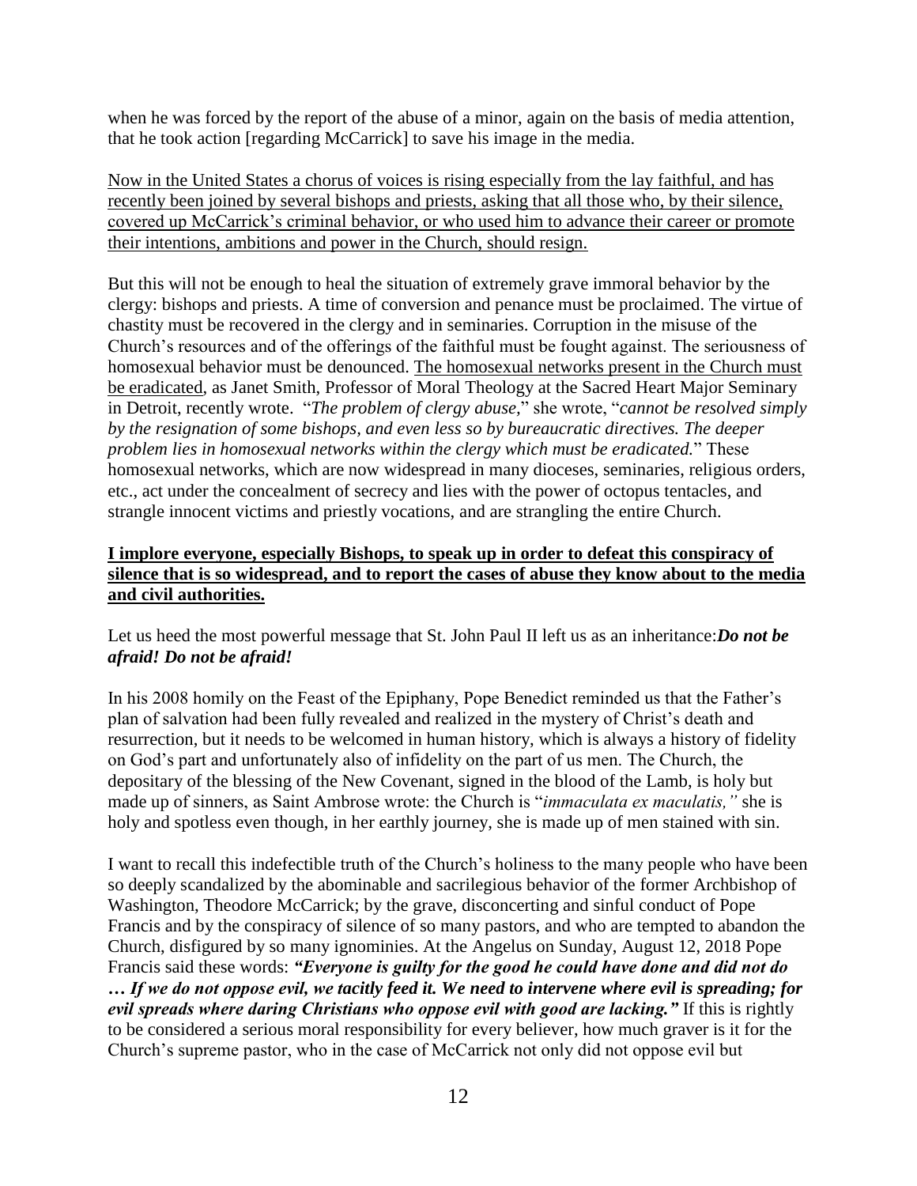when he was forced by the report of the abuse of a minor, again on the basis of media attention, that he took action [regarding McCarrick] to save his image in the media.

<u>Now in the United States a chorus of voices is rising especially from the lay faithful, and has recently been joined by several bishops and priests, asking that all those who, by their silence, covered up McCarrick's criminal behavior, or who used him to advance their career or promote their intentions, ambitions and power in the Church, should resign.</u>

But this will not be enough to heal the situation of extremely grave immoral behavior by the clergy: bishops and priests. A time of conversion and penance must be proclaimed. The virtue of chastity must be recovered in the clergy and in seminaries. Corruption in the misuse of the Church's resources and of the offerings of the faithful must be fought against. The seriousness of homosexual behavior must be denounced. <u>The homosexual networks present in the Church must be eradicated</u>, as Janet Smith, Professor of Moral Theology at the Sacred Heart Major Seminary in Detroit, recently wrote. "*The problem of clergy abuse,*" she wrote, "*cannot be resolved simply by the resignation of some bishops, and even less so by bureaucratic directives. The deeper problem lies in homosexual networks within the clergy which must be eradicated.*" These homosexual networks, which are now widespread in many dioceses, seminaries, religious orders, etc., act under the concealment of secrecy and lies with the power of octopus tentacles, and strangle innocent victims and priestly vocations, and are strangling the entire Church.

**<u>I implore everyone, especially Bishops, to speak up in order to defeat this conspiracy of silence that is so widespread, and to report the cases of abuse they know about to the media and civil authorities.</u>**

Let us heed the most powerful message that St. John Paul II left us as an inheritance:***Do not be afraid! Do not be afraid!***

In his 2008 homily on the Feast of the Epiphany, Pope Benedict reminded us that the Father's plan of salvation had been fully revealed and realized in the mystery of Christ's death and resurrection, but it needs to be welcomed in human history, which is always a history of fidelity on God's part and unfortunately also of infidelity on the part of us men. The Church, the depositary of the blessing of the New Covenant, signed in the blood of the Lamb, is holy but made up of sinners, as Saint Ambrose wrote: the Church is "*immaculata ex maculatis,"* she is holy and spotless even though, in her earthly journey, she is made up of men stained with sin.

I want to recall this indefectible truth of the Church's holiness to the many people who have been so deeply scandalized by the abominable and sacrilegious behavior of the former Archbishop of Washington, Theodore McCarrick; by the grave, disconcerting and sinful conduct of Pope Francis and by the conspiracy of silence of so many pastors, and who are tempted to abandon the Church, disfigured by so many ignominies. At the Angelus on Sunday, August 12, 2018 Pope Francis said these words: ***"Everyone is guilty for the good he could have done and did not do … If we do not oppose evil, we tacitly feed it. We need to intervene where evil is spreading; for evil spreads where daring Christians who oppose evil with good are lacking."*** If this is rightly to be considered a serious moral responsibility for every believer, how much graver is it for the Church's supreme pastor, who in the case of McCarrick not only did not oppose evil but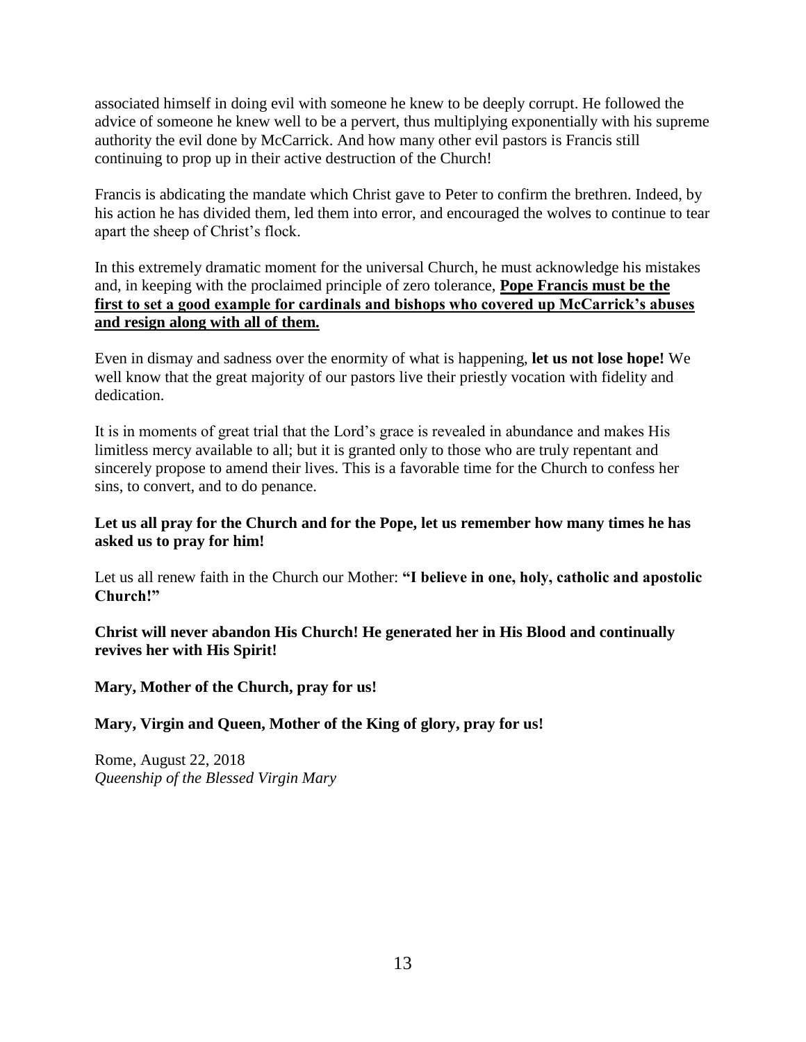associated himself in doing evil with someone he knew to be deeply corrupt. He followed the advice of someone he knew well to be a pervert, thus multiplying exponentially with his supreme authority the evil done by McCarrick. And how many other evil pastors is Francis still continuing to prop up in their active destruction of the Church!

Francis is abdicating the mandate which Christ gave to Peter to confirm the brethren. Indeed, by his action he has divided them, led them into error, and encouraged the wolves to continue to tear apart the sheep of Christ's flock.

In this extremely dramatic moment for the universal Church, he must acknowledge his mistakes and, in keeping with the proclaimed principle of zero tolerance, **Pope Francis must be the first to set a good example for cardinals and bishops who covered up McCarrick's abuses and resign along with all of them.**

Even in dismay and sadness over the enormity of what is happening, **let us not lose hope!** We well know that the great majority of our pastors live their priestly vocation with fidelity and dedication.

It is in moments of great trial that the Lord's grace is revealed in abundance and makes His limitless mercy available to all; but it is granted only to those who are truly repentant and sincerely propose to amend their lives. This is a favorable time for the Church to confess her sins, to convert, and to do penance.

**Let us all pray for the Church and for the Pope, let us remember how many times he has asked us to pray for him!**

Let us all renew faith in the Church our Mother: **"I believe in one, holy, catholic and apostolic Church!"**

**Christ will never abandon His Church! He generated her in His Blood and continually revives her with His Spirit!**

**Mary, Mother of the Church, pray for us!**

**Mary, Virgin and Queen, Mother of the King of glory, pray for us!**

Rome, August 22, 2018
*Queenship of the Blessed Virgin Mary*